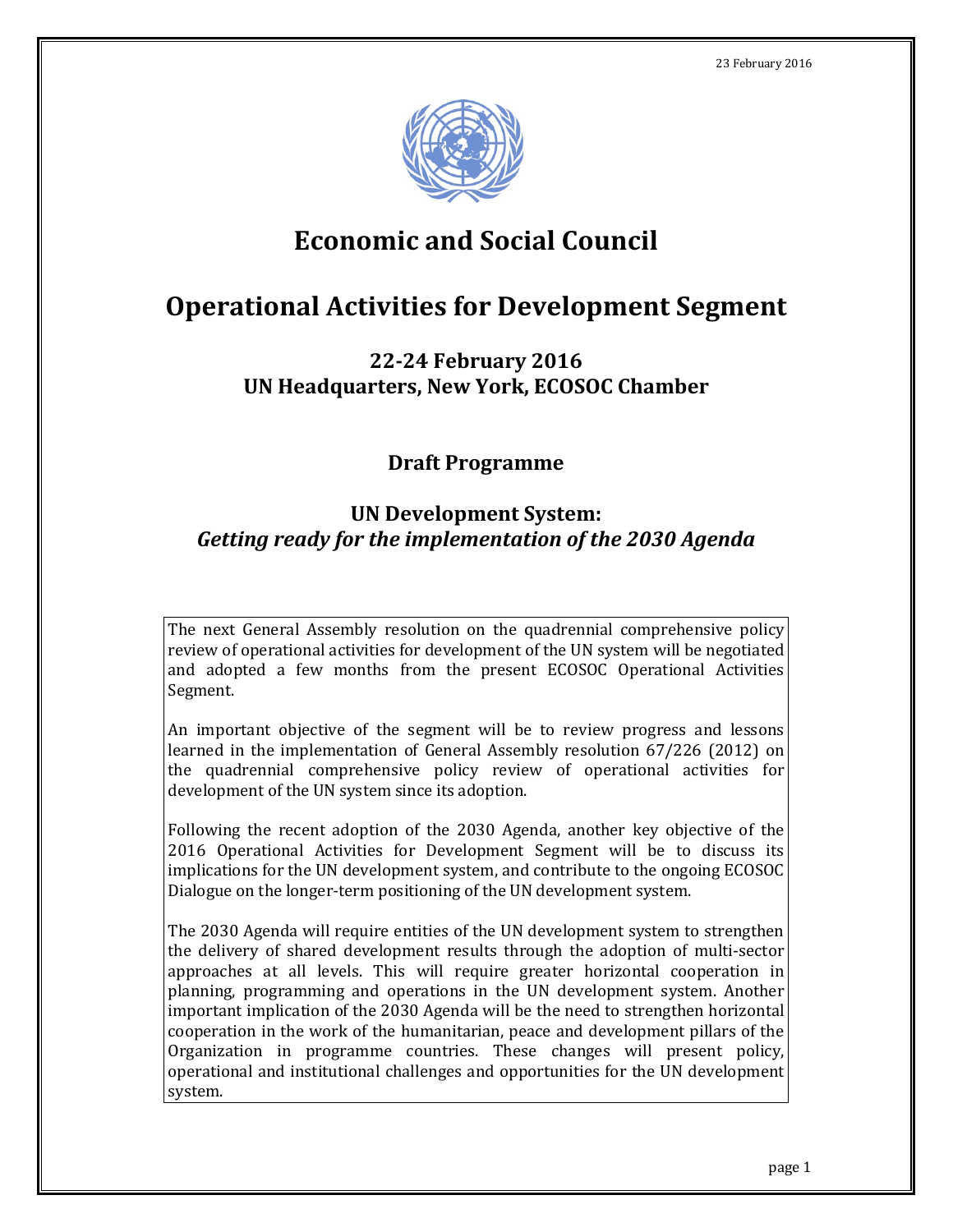23 February 2016

# Economic and Social Council

# Operational Activities for Development Segment

### 22-24 February 2016
### UN Headquarters, New York, ECOSOC Chamber

## Draft Programme

## UN Development System:
## *Getting ready for the implementation of the 2030 Agenda*

The next General Assembly resolution on the quadrennial comprehensive policy review of operational activities for development of the UN system will be negotiated and adopted a few months from the present ECOSOC Operational Activities Segment.

An important objective of the segment will be to review progress and lessons learned in the implementation of General Assembly resolution 67/226 (2012) on the quadrennial comprehensive policy review of operational activities for development of the UN system since its adoption.

Following the recent adoption of the 2030 Agenda, another key objective of the 2016 Operational Activities for Development Segment will be to discuss its implications for the UN development system, and contribute to the ongoing ECOSOC Dialogue on the longer-term positioning of the UN development system.

The 2030 Agenda will require entities of the UN development system to strengthen the delivery of shared development results through the adoption of multi-sector approaches at all levels. This will require greater horizontal cooperation in planning, programming and operations in the UN development system. Another important implication of the 2030 Agenda will be the need to strengthen horizontal cooperation in the work of the humanitarian, peace and development pillars of the Organization in programme countries. These changes will present policy, operational and institutional challenges and opportunities for the UN development system.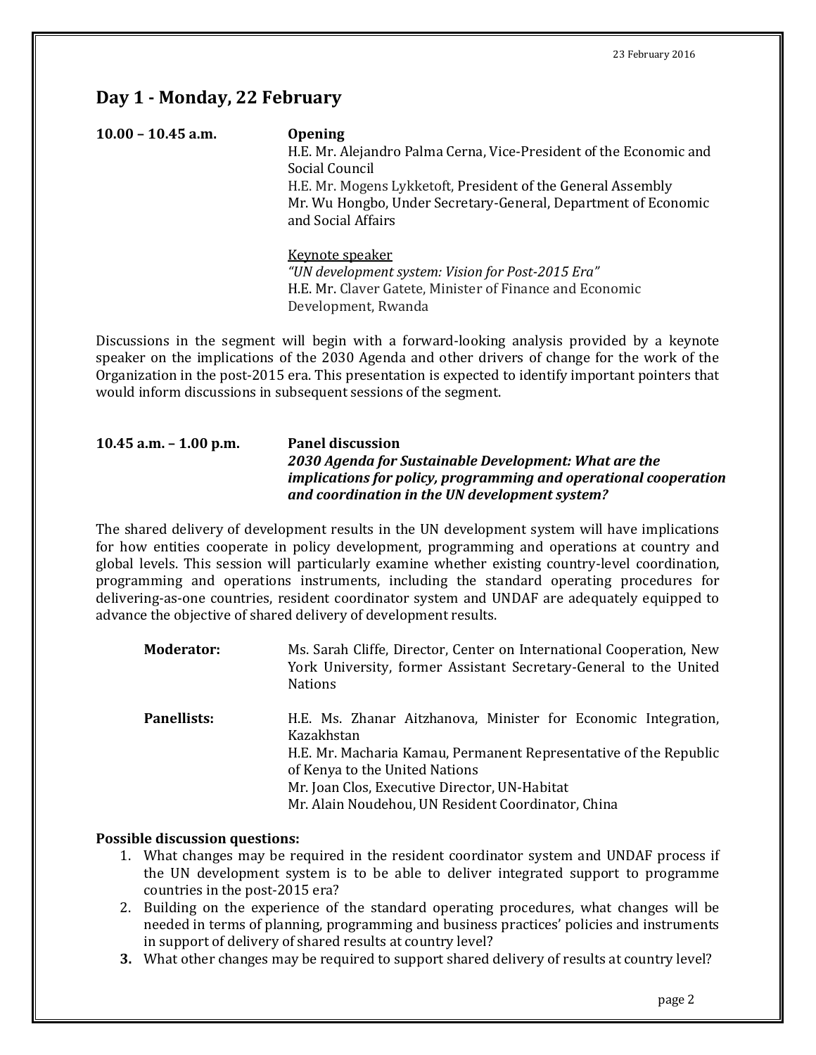23 February 2016

## Day 1 - Monday, 22 February

**10.00 – 10.45 a.m.** **Opening**

H.E. Mr. Alejandro Palma Cerna, Vice-President of the Economic and Social Council
H.E. Mr. Mogens Lykketoft, President of the General Assembly
Mr. Wu Hongbo, Under Secretary-General, Department of Economic and Social Affairs

Keynote speaker
*"UN development system: Vision for Post-2015 Era"*
H.E. Mr. Claver Gatete, Minister of Finance and Economic Development, Rwanda

Discussions in the segment will begin with a forward-looking analysis provided by a keynote speaker on the implications of the 2030 Agenda and other drivers of change for the work of the Organization in the post-2015 era. This presentation is expected to identify important pointers that would inform discussions in subsequent sessions of the segment.

**10.45 a.m. – 1.00 p.m.** **Panel discussion**
***2030 Agenda for Sustainable Development: What are the implications for policy, programming and operational cooperation and coordination in the UN development system?***

The shared delivery of development results in the UN development system will have implications for how entities cooperate in policy development, programming and operations at country and global levels. This session will particularly examine whether existing country-level coordination, programming and operations instruments, including the standard operating procedures for delivering-as-one countries, resident coordinator system and UNDAF are adequately equipped to advance the objective of shared delivery of development results.

**Moderator:** Ms. Sarah Cliffe, Director, Center on International Cooperation, New York University, former Assistant Secretary-General to the United Nations

**Panellists:** H.E. Ms. Zhanar Aitzhanova, Minister for Economic Integration, Kazakhstan
H.E. Mr. Macharia Kamau, Permanent Representative of the Republic of Kenya to the United Nations
Mr. Joan Clos, Executive Director, UN-Habitat
Mr. Alain Noudehou, UN Resident Coordinator, China

**Possible discussion questions:**

1. What changes may be required in the resident coordinator system and UNDAF process if the UN development system is to be able to deliver integrated support to programme countries in the post-2015 era?
2. Building on the experience of the standard operating procedures, what changes will be needed in terms of planning, programming and business practices' policies and instruments in support of delivery of shared results at country level?
3. What other changes may be required to support shared delivery of results at country level?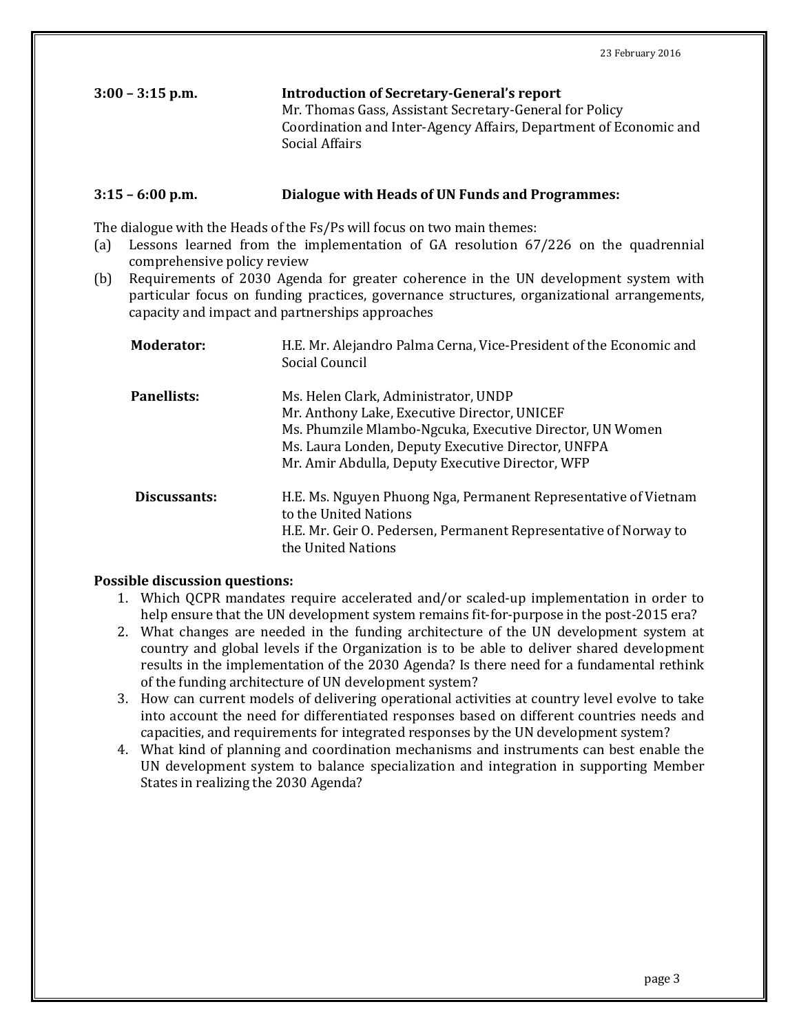23 February 2016

**3:00 – 3:15 p.m.** **Introduction of Secretary-General's report**
Mr. Thomas Gass, Assistant Secretary-General for Policy Coordination and Inter-Agency Affairs, Department of Economic and Social Affairs

**3:15 – 6:00 p.m.** **Dialogue with Heads of UN Funds and Programmes:**

The dialogue with the Heads of the Fs/Ps will focus on two main themes:

(a) Lessons learned from the implementation of GA resolution 67/226 on the quadrennial comprehensive policy review

(b) Requirements of 2030 Agenda for greater coherence in the UN development system with particular focus on funding practices, governance structures, organizational arrangements, capacity and impact and partnerships approaches

**Moderator:** H.E. Mr. Alejandro Palma Cerna, Vice-President of the Economic and Social Council

**Panellists:**
Ms. Helen Clark, Administrator, UNDP
Mr. Anthony Lake, Executive Director, UNICEF
Ms. Phumzile Mlambo-Ngcuka, Executive Director, UN Women
Ms. Laura Londen, Deputy Executive Director, UNFPA
Mr. Amir Abdulla, Deputy Executive Director, WFP

**Discussants:**
H.E. Ms. Nguyen Phuong Nga, Permanent Representative of Vietnam to the United Nations
H.E. Mr. Geir O. Pedersen, Permanent Representative of Norway to the United Nations

**Possible discussion questions:**

1. Which QCPR mandates require accelerated and/or scaled-up implementation in order to help ensure that the UN development system remains fit-for-purpose in the post-2015 era?
2. What changes are needed in the funding architecture of the UN development system at country and global levels if the Organization is to be able to deliver shared development results in the implementation of the 2030 Agenda? Is there need for a fundamental rethink of the funding architecture of UN development system?
3. How can current models of delivering operational activities at country level evolve to take into account the need for differentiated responses based on different countries needs and capacities, and requirements for integrated responses by the UN development system?
4. What kind of planning and coordination mechanisms and instruments can best enable the UN development system to balance specialization and integration in supporting Member States in realizing the 2030 Agenda?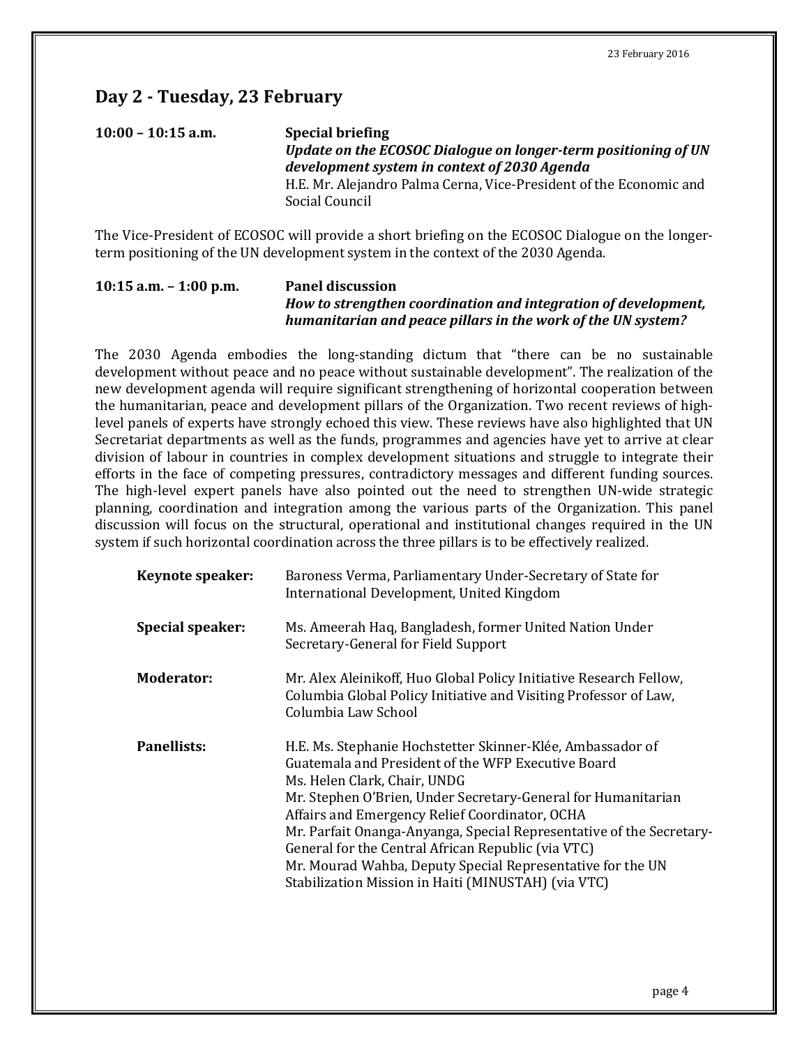## Day 2 - Tuesday, 23 February

**10:00 – 10:15 a.m.** **Special briefing**
***Update on the ECOSOC Dialogue on longer-term positioning of UN development system in context of 2030 Agenda***
H.E. Mr. Alejandro Palma Cerna, Vice-President of the Economic and Social Council

The Vice-President of ECOSOC will provide a short briefing on the ECOSOC Dialogue on the longer-term positioning of the UN development system in the context of the 2030 Agenda.

**10:15 a.m. – 1:00 p.m.** **Panel discussion**
***How to strengthen coordination and integration of development, humanitarian and peace pillars in the work of the UN system?***

The 2030 Agenda embodies the long-standing dictum that "there can be no sustainable development without peace and no peace without sustainable development". The realization of the new development agenda will require significant strengthening of horizontal cooperation between the humanitarian, peace and development pillars of the Organization. Two recent reviews of high-level panels of experts have strongly echoed this view. These reviews have also highlighted that UN Secretariat departments as well as the funds, programmes and agencies have yet to arrive at clear division of labour in countries in complex development situations and struggle to integrate their efforts in the face of competing pressures, contradictory messages and different funding sources. The high-level expert panels have also pointed out the need to strengthen UN-wide strategic planning, coordination and integration among the various parts of the Organization. This panel discussion will focus on the structural, operational and institutional changes required in the UN system if such horizontal coordination across the three pillars is to be effectively realized.

**Keynote speaker:** Baroness Verma, Parliamentary Under-Secretary of State for International Development, United Kingdom

**Special speaker:** Ms. Ameerah Haq, Bangladesh, former United Nation Under Secretary-General for Field Support

**Moderator:** Mr. Alex Aleinikoff, Huo Global Policy Initiative Research Fellow, Columbia Global Policy Initiative and Visiting Professor of Law, Columbia Law School

**Panellists:**
H.E. Ms. Stephanie Hochstetter Skinner-Klée, Ambassador of Guatemala and President of the WFP Executive Board
Ms. Helen Clark, Chair, UNDG
Mr. Stephen O'Brien, Under Secretary-General for Humanitarian Affairs and Emergency Relief Coordinator, OCHA
Mr. Parfait Onanga-Anyanga, Special Representative of the Secretary-General for the Central African Republic (via VTC)
Mr. Mourad Wahba, Deputy Special Representative for the UN Stabilization Mission in Haiti (MINUSTAH) (via VTC)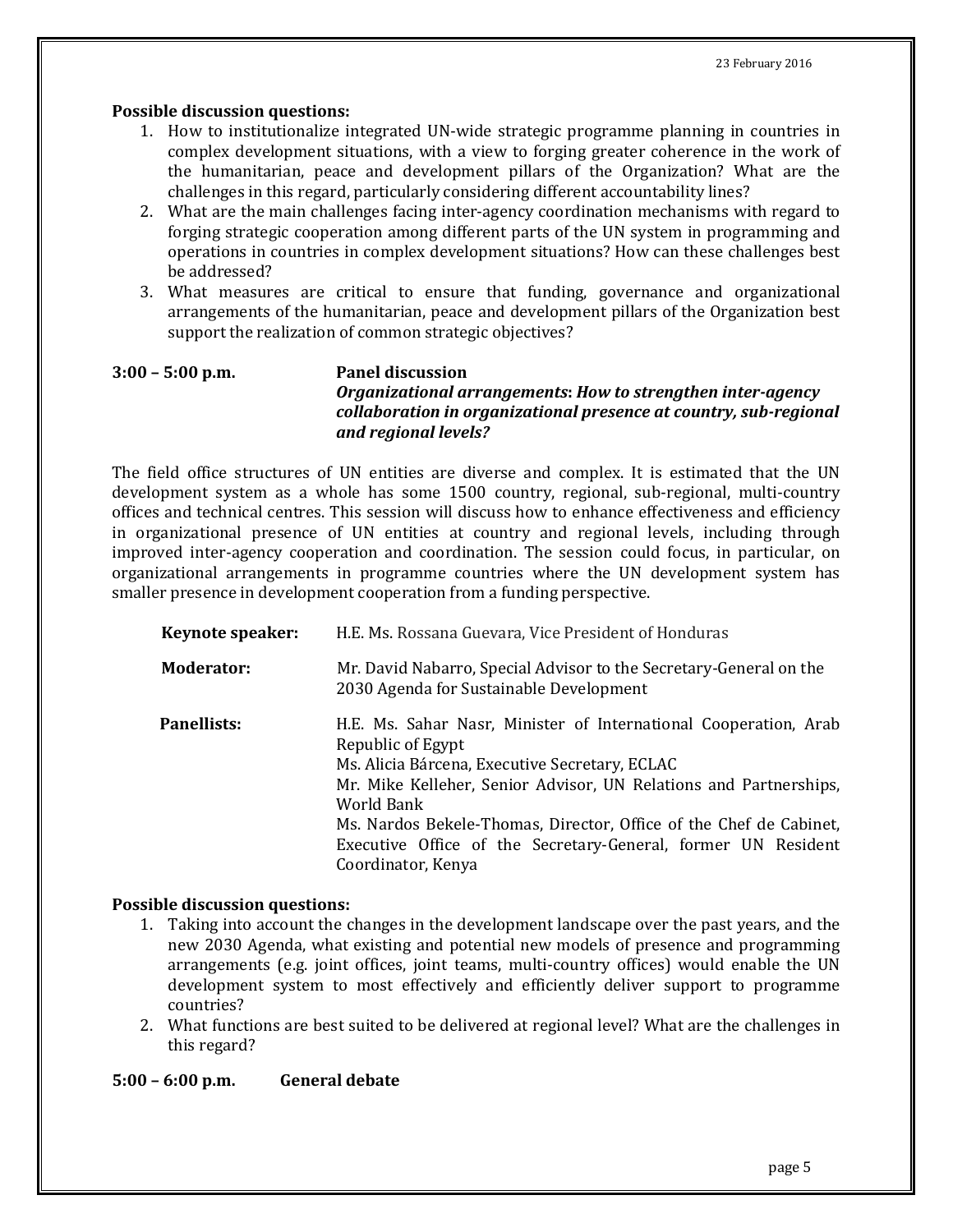**Possible discussion questions:**

1. How to institutionalize integrated UN-wide strategic programme planning in countries in complex development situations, with a view to forging greater coherence in the work of the humanitarian, peace and development pillars of the Organization? What are the challenges in this regard, particularly considering different accountability lines?
2. What are the main challenges facing inter-agency coordination mechanisms with regard to forging strategic cooperation among different parts of the UN system in programming and operations in countries in complex development situations? How can these challenges best be addressed?
3. What measures are critical to ensure that funding, governance and organizational arrangements of the humanitarian, peace and development pillars of the Organization best support the realization of common strategic objectives?

**3:00 – 5:00 p.m.** **Panel discussion**
***Organizational arrangements*****:** ***How to strengthen inter-agency collaboration in organizational presence at country, sub-regional and regional levels?***

The field office structures of UN entities are diverse and complex. It is estimated that the UN development system as a whole has some 1500 country, regional, sub-regional, multi-country offices and technical centres. This session will discuss how to enhance effectiveness and efficiency in organizational presence of UN entities at country and regional levels, including through improved inter-agency cooperation and coordination. The session could focus, in particular, on organizational arrangements in programme countries where the UN development system has smaller presence in development cooperation from a funding perspective.

**Keynote speaker:** H.E. Ms. Rossana Guevara, Vice President of Honduras

**Moderator:** Mr. David Nabarro, Special Advisor to the Secretary-General on the 2030 Agenda for Sustainable Development

**Panellists:**
H.E. Ms. Sahar Nasr, Minister of International Cooperation, Arab Republic of Egypt
Ms. Alicia Bárcena, Executive Secretary, ECLAC
Mr. Mike Kelleher, Senior Advisor, UN Relations and Partnerships, World Bank
Ms. Nardos Bekele-Thomas, Director, Office of the Chef de Cabinet, Executive Office of the Secretary-General, former UN Resident Coordinator, Kenya

**Possible discussion questions:**

1. Taking into account the changes in the development landscape over the past years, and the new 2030 Agenda, what existing and potential new models of presence and programming arrangements (e.g. joint offices, joint teams, multi-country offices) would enable the UN development system to most effectively and efficiently deliver support to programme countries?
2. What functions are best suited to be delivered at regional level? What are the challenges in this regard?

**5:00 – 6:00 p.m.** **General debate**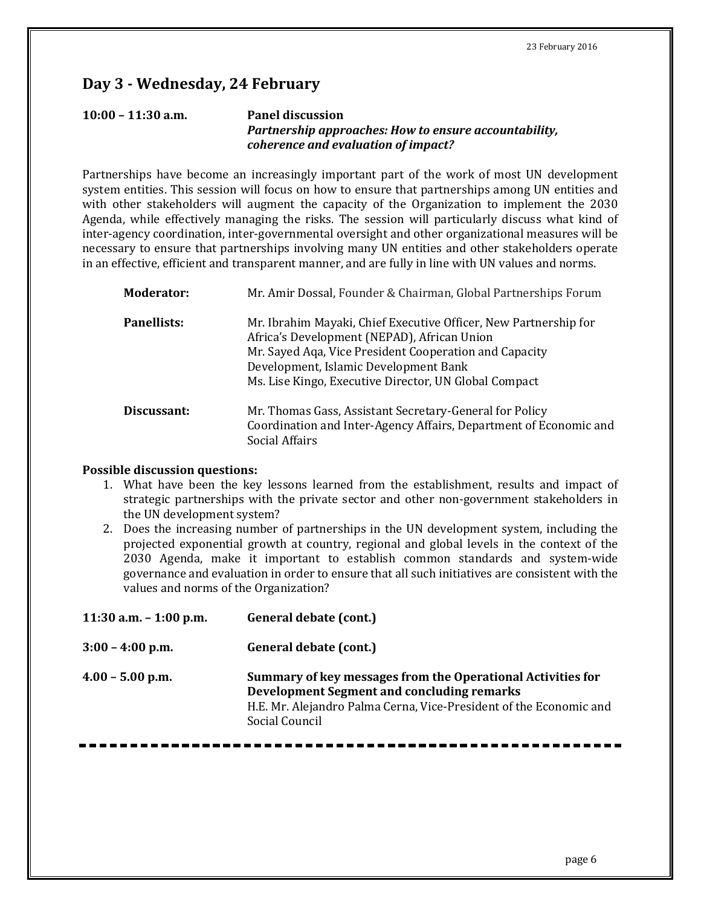## Day 3 - Wednesday, 24 February

**10:00 – 11:30 a.m.** **Panel discussion**
***Partnership approaches: How to ensure accountability, coherence and evaluation of impact?***

Partnerships have become an increasingly important part of the work of most UN development system entities. This session will focus on how to ensure that partnerships among UN entities and with other stakeholders will augment the capacity of the Organization to implement the 2030 Agenda, while effectively managing the risks. The session will particularly discuss what kind of inter-agency coordination, inter-governmental oversight and other organizational measures will be necessary to ensure that partnerships involving many UN entities and other stakeholders operate in an effective, efficient and transparent manner, and are fully in line with UN values and norms.

**Moderator:** Mr. Amir Dossal, Founder & Chairman, Global Partnerships Forum

**Panellists:** Mr. Ibrahim Mayaki, Chief Executive Officer, New Partnership for Africa's Development (NEPAD), African Union
Mr. Sayed Aqa, Vice President Cooperation and Capacity Development, Islamic Development Bank
Ms. Lise Kingo, Executive Director, UN Global Compact

**Discussant:** Mr. Thomas Gass, Assistant Secretary-General for Policy Coordination and Inter-Agency Affairs, Department of Economic and Social Affairs

**Possible discussion questions:**

1. What have been the key lessons learned from the establishment, results and impact of strategic partnerships with the private sector and other non-government stakeholders in the UN development system?
2. Does the increasing number of partnerships in the UN development system, including the projected exponential growth at country, regional and global levels in the context of the 2030 Agenda, make it important to establish common standards and system-wide governance and evaluation in order to ensure that all such initiatives are consistent with the values and norms of the Organization?

**11:30 a.m. – 1:00 p.m.** **General debate (cont.)**

**3:00 – 4:00 p.m.** **General debate (cont.)**

**4.00 – 5.00 p.m.** **Summary of key messages from the Operational Activities for Development Segment and concluding remarks**
H.E. Mr. Alejandro Palma Cerna, Vice-President of the Economic and Social Council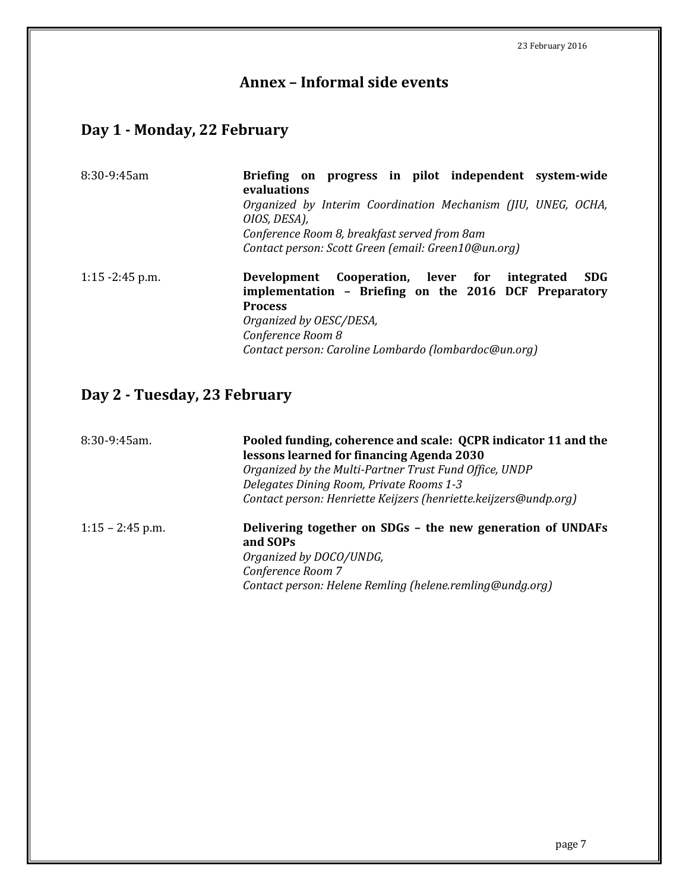# Annex – Informal side events

## Day 1 - Monday, 22 February

8:30-9:45am

**Briefing on progress in pilot independent system-wide evaluations**
*Organized by Interim Coordination Mechanism (JIU, UNEG, OCHA, OIOS, DESA),*
*Conference Room 8, breakfast served from 8am*
*Contact person: Scott Green (email: Green10@un.org)*

1:15 -2:45 p.m.

**Development Cooperation, lever for integrated SDG implementation – Briefing on the 2016 DCF Preparatory Process**
*Organized by OESC/DESA,*
*Conference Room 8*
*Contact person: Caroline Lombardo (lombardoc@un.org)*

## Day 2 - Tuesday, 23 February

8:30-9:45am.

**Pooled funding, coherence and scale: QCPR indicator 11 and the lessons learned for financing Agenda 2030**
*Organized by the Multi-Partner Trust Fund Office, UNDP*
*Delegates Dining Room, Private Rooms 1-3*
*Contact person: Henriette Keijzers (henriette.keijzers@undp.org)*

1:15 – 2:45 p.m.

**Delivering together on SDGs – the new generation of UNDAFs and SOPs**
*Organized by DOCO/UNDG,*
*Conference Room 7*
*Contact person: Helene Remling (helene.remling@undg.org)*